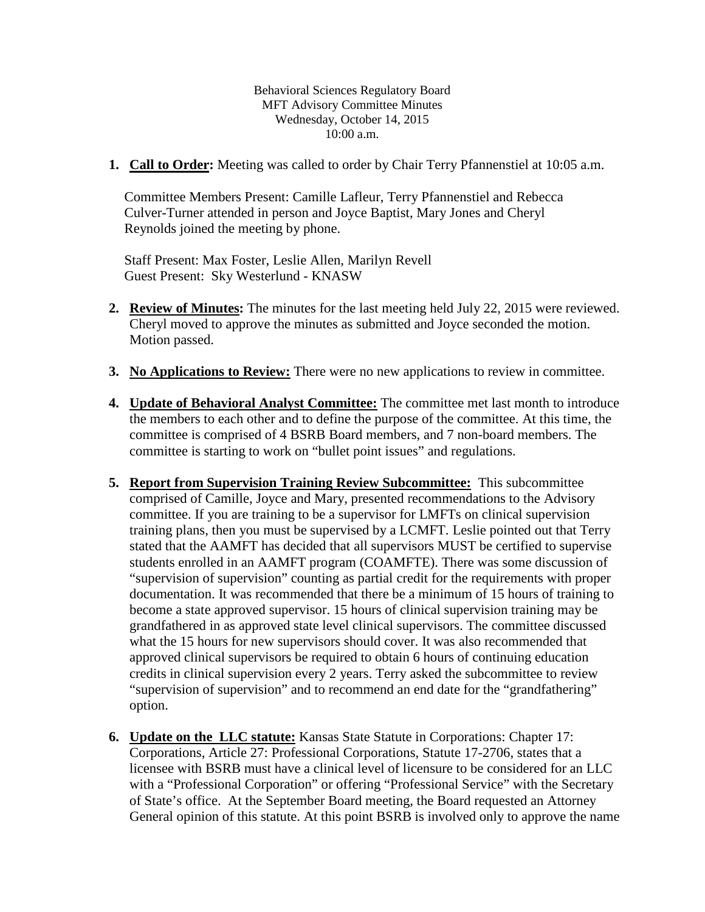Behavioral Sciences Regulatory Board
MFT Advisory Committee Minutes
Wednesday, October 14, 2015
10:00 a.m.

1. **Call to Order:** Meeting was called to order by Chair Terry Pfannenstiel at 10:05 a.m.

   Committee Members Present: Camille Lafleur, Terry Pfannenstiel and Rebecca Culver-Turner attended in person and Joyce Baptist, Mary Jones and Cheryl Reynolds joined the meeting by phone.

   Staff Present: Max Foster, Leslie Allen, Marilyn Revell
   Guest Present: Sky Westerlund - KNASW

2. **Review of Minutes:** The minutes for the last meeting held July 22, 2015 were reviewed. Cheryl moved to approve the minutes as submitted and Joyce seconded the motion. Motion passed.

3. **No Applications to Review:** There were no new applications to review in committee.

4. **Update of Behavioral Analyst Committee:** The committee met last month to introduce the members to each other and to define the purpose of the committee. At this time, the committee is comprised of 4 BSRB Board members, and 7 non-board members. The committee is starting to work on "bullet point issues" and regulations.

5. **Report from Supervision Training Review Subcommittee:** This subcommittee comprised of Camille, Joyce and Mary, presented recommendations to the Advisory committee. If you are training to be a supervisor for LMFTs on clinical supervision training plans, then you must be supervised by a LCMFT. Leslie pointed out that Terry stated that the AAMFT has decided that all supervisors MUST be certified to supervise students enrolled in an AAMFT program (COAMFTE). There was some discussion of "supervision of supervision" counting as partial credit for the requirements with proper documentation. It was recommended that there be a minimum of 15 hours of training to become a state approved supervisor. 15 hours of clinical supervision training may be grandfathered in as approved state level clinical supervisors. The committee discussed what the 15 hours for new supervisors should cover. It was also recommended that approved clinical supervisors be required to obtain 6 hours of continuing education credits in clinical supervision every 2 years. Terry asked the subcommittee to review "supervision of supervision" and to recommend an end date for the "grandfathering" option.

6. **Update on the LLC statute:** Kansas State Statute in Corporations: Chapter 17: Corporations, Article 27: Professional Corporations, Statute 17-2706, states that a licensee with BSRB must have a clinical level of licensure to be considered for an LLC with a "Professional Corporation" or offering "Professional Service" with the Secretary of State's office. At the September Board meeting, the Board requested an Attorney General opinion of this statute. At this point BSRB is involved only to approve the name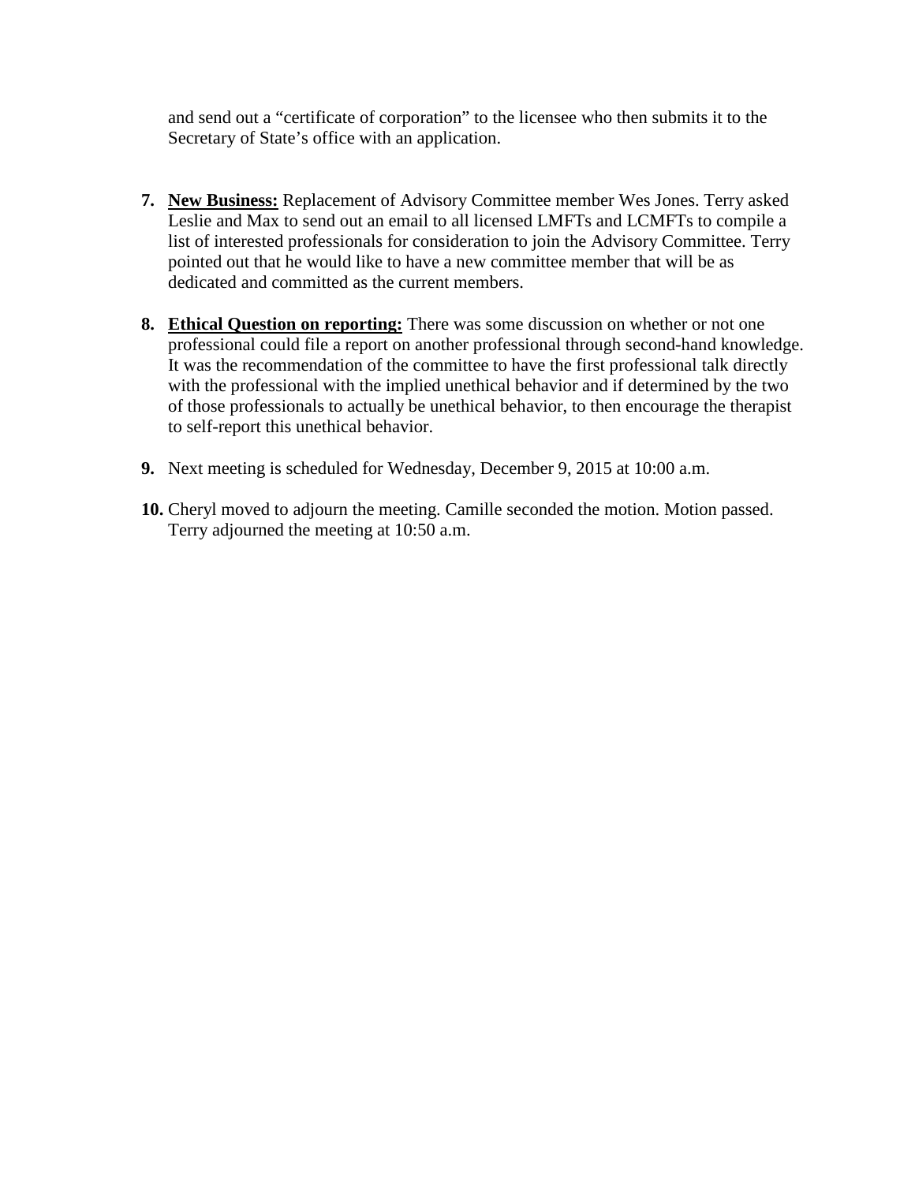and send out a "certificate of corporation" to the licensee who then submits it to the Secretary of State's office with an application.

7. **New Business:** Replacement of Advisory Committee member Wes Jones. Terry asked Leslie and Max to send out an email to all licensed LMFTs and LCMFTs to compile a list of interested professionals for consideration to join the Advisory Committee. Terry pointed out that he would like to have a new committee member that will be as dedicated and committed as the current members.

8. **Ethical Question on reporting:** There was some discussion on whether or not one professional could file a report on another professional through second-hand knowledge. It was the recommendation of the committee to have the first professional talk directly with the professional with the implied unethical behavior and if determined by the two of those professionals to actually be unethical behavior, to then encourage the therapist to self-report this unethical behavior.

9. Next meeting is scheduled for Wednesday, December 9, 2015 at 10:00 a.m.

10. Cheryl moved to adjourn the meeting. Camille seconded the motion. Motion passed. Terry adjourned the meeting at 10:50 a.m.